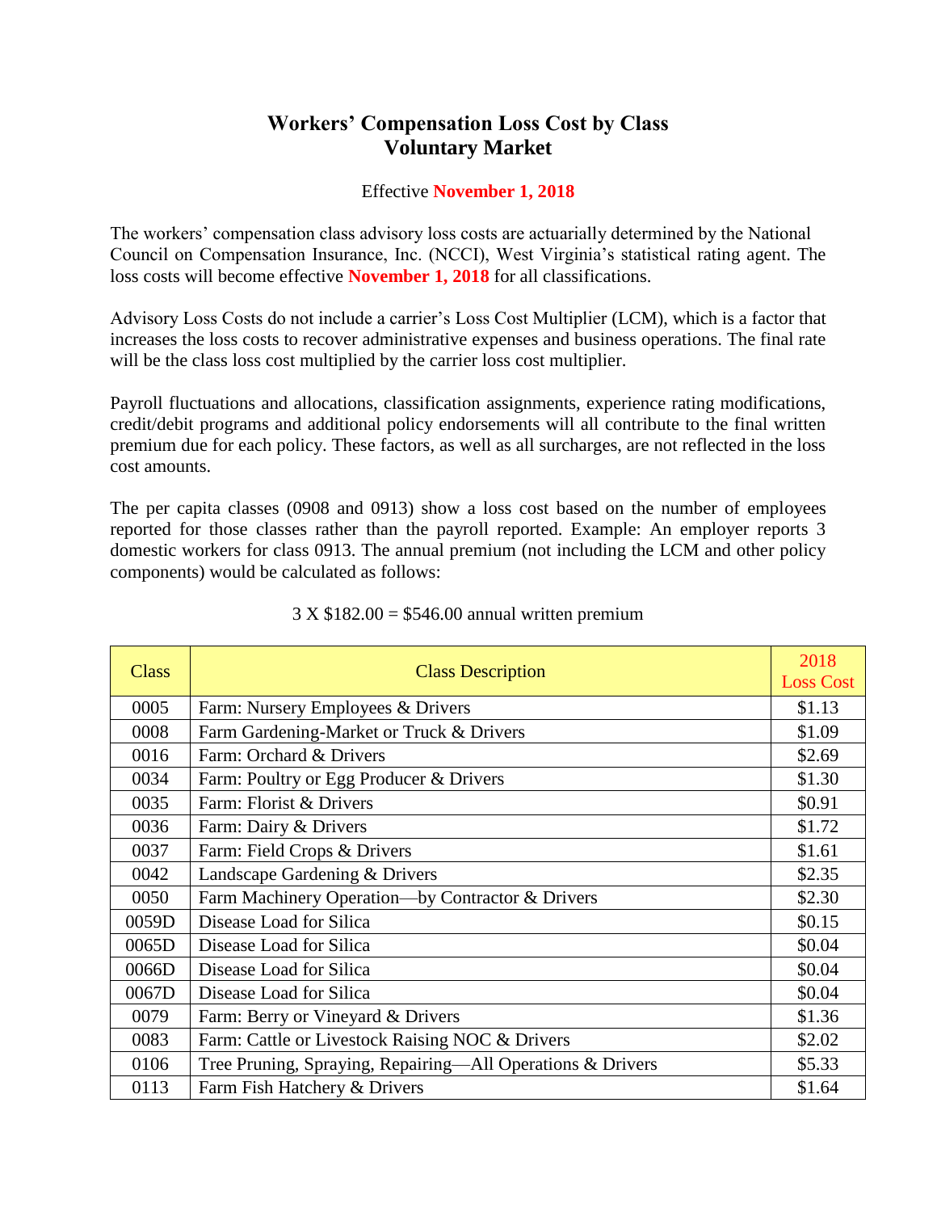# Workers' Compensation Loss Cost by Class
# Voluntary Market

Effective **November 1, 2018**

The workers' compensation class advisory loss costs are actuarially determined by the National Council on Compensation Insurance, Inc. (NCCI), West Virginia's statistical rating agent. The loss costs will become effective **November 1, 2018** for all classifications.

Advisory Loss Costs do not include a carrier's Loss Cost Multiplier (LCM), which is a factor that increases the loss costs to recover administrative expenses and business operations. The final rate will be the class loss cost multiplied by the carrier loss cost multiplier.

Payroll fluctuations and allocations, classification assignments, experience rating modifications, credit/debit programs and additional policy endorsements will all contribute to the final written premium due for each policy. These factors, as well as all surcharges, are not reflected in the loss cost amounts.

The per capita classes (0908 and 0913) show a loss cost based on the number of employees reported for those classes rather than the payroll reported. Example: An employer reports 3 domestic workers for class 0913. The annual premium (not including the LCM and other policy components) would be calculated as follows:

3 X $182.00 = $546.00 annual written premium

| Class | Class Description | 2018 Loss Cost |
|---|---|---|
| 0005 | Farm: Nursery Employees & Drivers | $1.13 |
| 0008 | Farm Gardening-Market or Truck & Drivers | $1.09 |
| 0016 | Farm: Orchard & Drivers | $2.69 |
| 0034 | Farm: Poultry or Egg Producer & Drivers | $1.30 |
| 0035 | Farm: Florist & Drivers | $0.91 |
| 0036 | Farm: Dairy & Drivers | $1.72 |
| 0037 | Farm: Field Crops & Drivers | $1.61 |
| 0042 | Landscape Gardening & Drivers | $2.35 |
| 0050 | Farm Machinery Operation—by Contractor & Drivers | $2.30 |
| 0059D | Disease Load for Silica | $0.15 |
| 0065D | Disease Load for Silica | $0.04 |
| 0066D | Disease Load for Silica | $0.04 |
| 0067D | Disease Load for Silica | $0.04 |
| 0079 | Farm: Berry or Vineyard & Drivers | $1.36 |
| 0083 | Farm: Cattle or Livestock Raising NOC & Drivers | $2.02 |
| 0106 | Tree Pruning, Spraying, Repairing—All Operations & Drivers | $5.33 |
| 0113 | Farm Fish Hatchery & Drivers | $1.64 |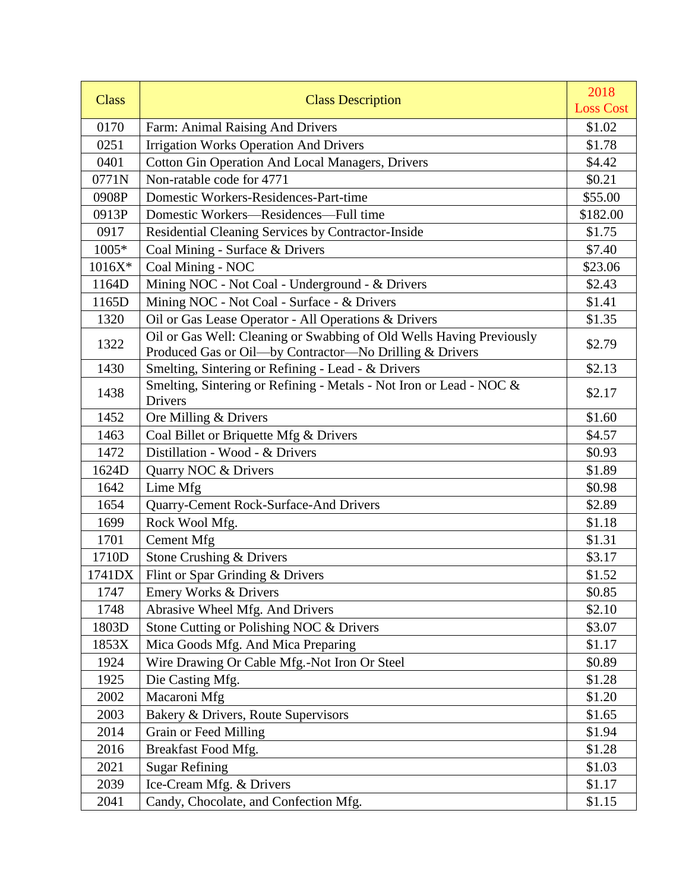| Class | Class Description | 2018 Loss Cost |
|---|---|---|
| 0170 | Farm: Animal Raising And Drivers | $1.02 |
| 0251 | Irrigation Works Operation And Drivers | $1.78 |
| 0401 | Cotton Gin Operation And Local Managers, Drivers | $4.42 |
| 0771N | Non-ratable code for 4771 | $0.21 |
| 0908P | Domestic Workers-Residences-Part-time | $55.00 |
| 0913P | Domestic Workers—Residences—Full time | $182.00 |
| 0917 | Residential Cleaning Services by Contractor-Inside | $1.75 |
| 1005* | Coal Mining - Surface & Drivers | $7.40 |
| 1016X* | Coal Mining - NOC | $23.06 |
| 1164D | Mining NOC - Not Coal - Underground - & Drivers | $2.43 |
| 1165D | Mining NOC - Not Coal - Surface - & Drivers | $1.41 |
| 1320 | Oil or Gas Lease Operator - All Operations & Drivers | $1.35 |
| 1322 | Oil or Gas Well: Cleaning or Swabbing of Old Wells Having Previously Produced Gas or Oil—by Contractor—No Drilling & Drivers | $2.79 |
| 1430 | Smelting, Sintering or Refining - Lead - & Drivers | $2.13 |
| 1438 | Smelting, Sintering or Refining - Metals - Not Iron or Lead - NOC & Drivers | $2.17 |
| 1452 | Ore Milling & Drivers | $1.60 |
| 1463 | Coal Billet or Briquette Mfg & Drivers | $4.57 |
| 1472 | Distillation - Wood - & Drivers | $0.93 |
| 1624D | Quarry NOC & Drivers | $1.89 |
| 1642 | Lime Mfg | $0.98 |
| 1654 | Quarry-Cement Rock-Surface-And Drivers | $2.89 |
| 1699 | Rock Wool Mfg. | $1.18 |
| 1701 | Cement Mfg | $1.31 |
| 1710D | Stone Crushing & Drivers | $3.17 |
| 1741DX | Flint or Spar Grinding & Drivers | $1.52 |
| 1747 | Emery Works & Drivers | $0.85 |
| 1748 | Abrasive Wheel Mfg. And Drivers | $2.10 |
| 1803D | Stone Cutting or Polishing NOC & Drivers | $3.07 |
| 1853X | Mica Goods Mfg. And Mica Preparing | $1.17 |
| 1924 | Wire Drawing Or Cable Mfg.-Not Iron Or Steel | $0.89 |
| 1925 | Die Casting Mfg. | $1.28 |
| 2002 | Macaroni Mfg | $1.20 |
| 2003 | Bakery & Drivers, Route Supervisors | $1.65 |
| 2014 | Grain or Feed Milling | $1.94 |
| 2016 | Breakfast Food Mfg. | $1.28 |
| 2021 | Sugar Refining | $1.03 |
| 2039 | Ice-Cream Mfg. & Drivers | $1.17 |
| 2041 | Candy, Chocolate, and Confection Mfg. | $1.15 |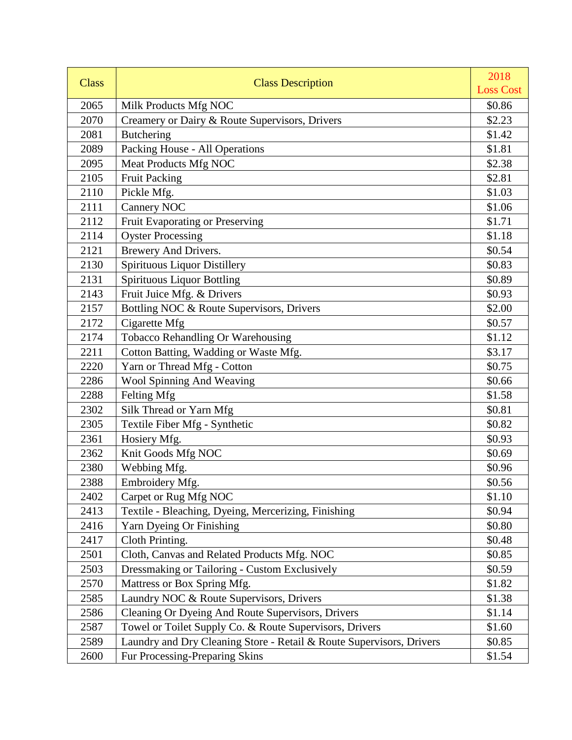| Class | Class Description | 2018 Loss Cost |
|---|---|---|
| 2065 | Milk Products Mfg NOC | $0.86 |
| 2070 | Creamery or Dairy & Route Supervisors, Drivers | $2.23 |
| 2081 | Butchering | $1.42 |
| 2089 | Packing House - All Operations | $1.81 |
| 2095 | Meat Products Mfg NOC | $2.38 |
| 2105 | Fruit Packing | $2.81 |
| 2110 | Pickle Mfg. | $1.03 |
| 2111 | Cannery NOC | $1.06 |
| 2112 | Fruit Evaporating or Preserving | $1.71 |
| 2114 | Oyster Processing | $1.18 |
| 2121 | Brewery And Drivers. | $0.54 |
| 2130 | Spirituous Liquor Distillery | $0.83 |
| 2131 | Spirituous Liquor Bottling | $0.89 |
| 2143 | Fruit Juice Mfg. & Drivers | $0.93 |
| 2157 | Bottling NOC & Route Supervisors, Drivers | $2.00 |
| 2172 | Cigarette Mfg | $0.57 |
| 2174 | Tobacco Rehandling Or Warehousing | $1.12 |
| 2211 | Cotton Batting, Wadding or Waste Mfg. | $3.17 |
| 2220 | Yarn or Thread Mfg - Cotton | $0.75 |
| 2286 | Wool Spinning And Weaving | $0.66 |
| 2288 | Felting Mfg | $1.58 |
| 2302 | Silk Thread or Yarn Mfg | $0.81 |
| 2305 | Textile Fiber Mfg - Synthetic | $0.82 |
| 2361 | Hosiery Mfg. | $0.93 |
| 2362 | Knit Goods Mfg NOC | $0.69 |
| 2380 | Webbing Mfg. | $0.96 |
| 2388 | Embroidery Mfg. | $0.56 |
| 2402 | Carpet or Rug Mfg NOC | $1.10 |
| 2413 | Textile - Bleaching, Dyeing, Mercerizing, Finishing | $0.94 |
| 2416 | Yarn Dyeing Or Finishing | $0.80 |
| 2417 | Cloth Printing. | $0.48 |
| 2501 | Cloth, Canvas and Related Products Mfg. NOC | $0.85 |
| 2503 | Dressmaking or Tailoring - Custom Exclusively | $0.59 |
| 2570 | Mattress or Box Spring Mfg. | $1.82 |
| 2585 | Laundry NOC & Route Supervisors, Drivers | $1.38 |
| 2586 | Cleaning Or Dyeing And Route Supervisors, Drivers | $1.14 |
| 2587 | Towel or Toilet Supply Co. & Route Supervisors, Drivers | $1.60 |
| 2589 | Laundry and Dry Cleaning Store - Retail & Route Supervisors, Drivers | $0.85 |
| 2600 | Fur Processing-Preparing Skins | $1.54 |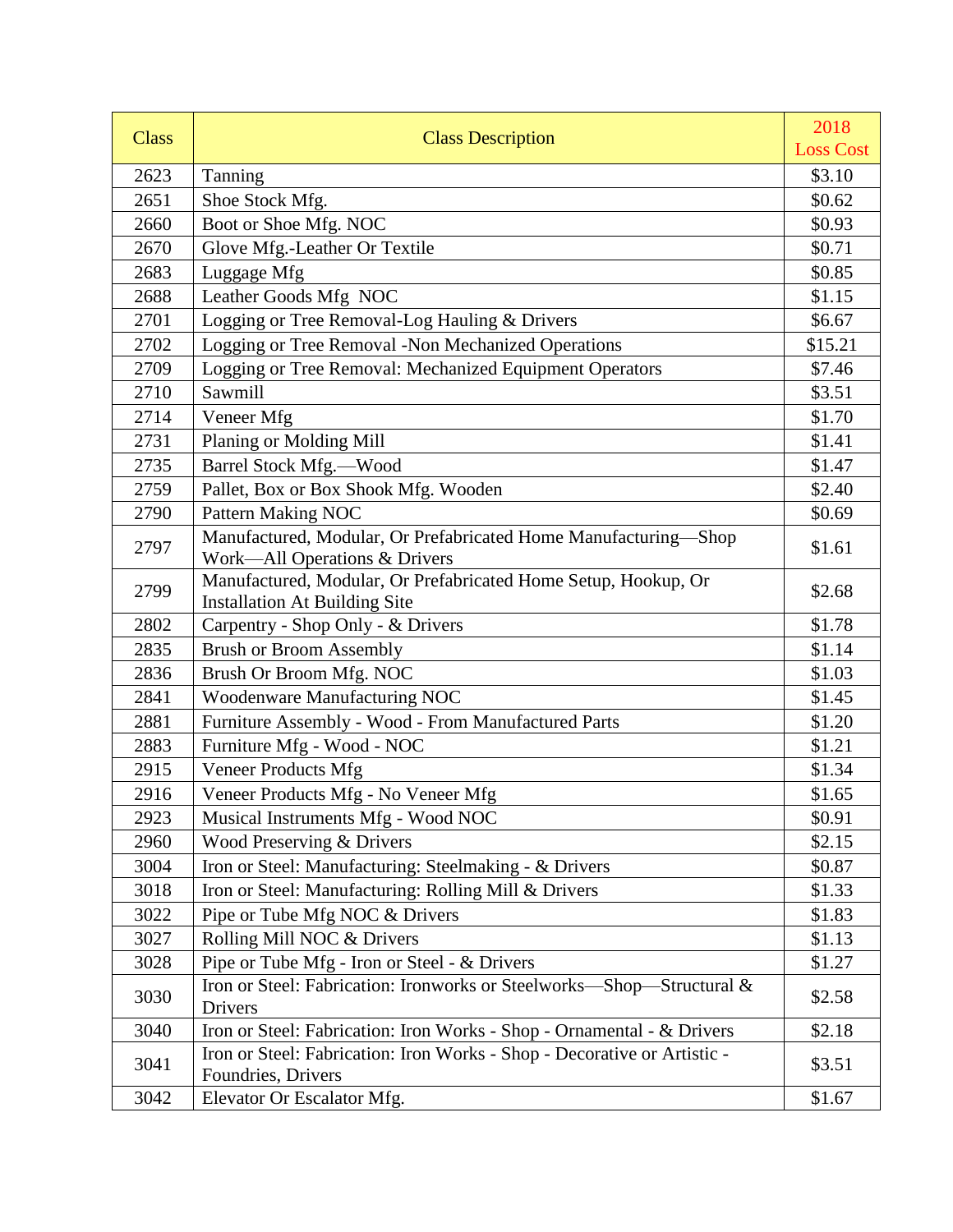| Class | Class Description | 2018 Loss Cost |
|---|---|---|
| 2623 | Tanning | $3.10 |
| 2651 | Shoe Stock Mfg. | $0.62 |
| 2660 | Boot or Shoe Mfg. NOC | $0.93 |
| 2670 | Glove Mfg.-Leather Or Textile | $0.71 |
| 2683 | Luggage Mfg | $0.85 |
| 2688 | Leather Goods Mfg NOC | $1.15 |
| 2701 | Logging or Tree Removal-Log Hauling & Drivers | $6.67 |
| 2702 | Logging or Tree Removal -Non Mechanized Operations | $15.21 |
| 2709 | Logging or Tree Removal: Mechanized Equipment Operators | $7.46 |
| 2710 | Sawmill | $3.51 |
| 2714 | Veneer Mfg | $1.70 |
| 2731 | Planing or Molding Mill | $1.41 |
| 2735 | Barrel Stock Mfg.—Wood | $1.47 |
| 2759 | Pallet, Box or Box Shook Mfg. Wooden | $2.40 |
| 2790 | Pattern Making NOC | $0.69 |
| 2797 | Manufactured, Modular, Or Prefabricated Home Manufacturing—Shop Work—All Operations & Drivers | $1.61 |
| 2799 | Manufactured, Modular, Or Prefabricated Home Setup, Hookup, Or Installation At Building Site | $2.68 |
| 2802 | Carpentry - Shop Only - & Drivers | $1.78 |
| 2835 | Brush or Broom Assembly | $1.14 |
| 2836 | Brush Or Broom Mfg. NOC | $1.03 |
| 2841 | Woodenware Manufacturing NOC | $1.45 |
| 2881 | Furniture Assembly - Wood - From Manufactured Parts | $1.20 |
| 2883 | Furniture Mfg - Wood - NOC | $1.21 |
| 2915 | Veneer Products Mfg | $1.34 |
| 2916 | Veneer Products Mfg - No Veneer Mfg | $1.65 |
| 2923 | Musical Instruments Mfg - Wood NOC | $0.91 |
| 2960 | Wood Preserving & Drivers | $2.15 |
| 3004 | Iron or Steel: Manufacturing: Steelmaking - & Drivers | $0.87 |
| 3018 | Iron or Steel: Manufacturing: Rolling Mill & Drivers | $1.33 |
| 3022 | Pipe or Tube Mfg NOC & Drivers | $1.83 |
| 3027 | Rolling Mill NOC & Drivers | $1.13 |
| 3028 | Pipe or Tube Mfg - Iron or Steel - & Drivers | $1.27 |
| 3030 | Iron or Steel: Fabrication: Ironworks or Steelworks—Shop—Structural & Drivers | $2.58 |
| 3040 | Iron or Steel: Fabrication: Iron Works - Shop - Ornamental - & Drivers | $2.18 |
| 3041 | Iron or Steel: Fabrication: Iron Works - Shop - Decorative or Artistic - Foundries, Drivers | $3.51 |
| 3042 | Elevator Or Escalator Mfg. | $1.67 |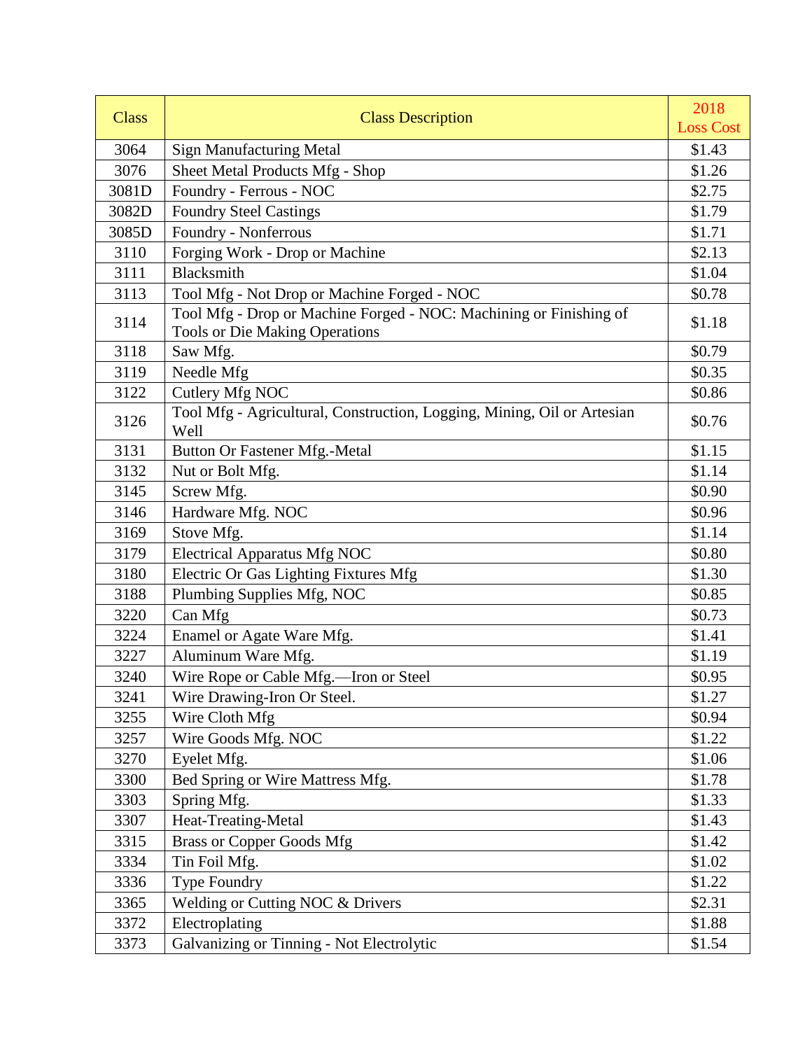| Class | Class Description | 2018 Loss Cost |
|---|---|---|
| 3064 | Sign Manufacturing Metal | $1.43 |
| 3076 | Sheet Metal Products Mfg - Shop | $1.26 |
| 3081D | Foundry - Ferrous - NOC | $2.75 |
| 3082D | Foundry Steel Castings | $1.79 |
| 3085D | Foundry - Nonferrous | $1.71 |
| 3110 | Forging Work - Drop or Machine | $2.13 |
| 3111 | Blacksmith | $1.04 |
| 3113 | Tool Mfg - Not Drop or Machine Forged - NOC | $0.78 |
| 3114 | Tool Mfg - Drop or Machine Forged - NOC: Machining or Finishing of Tools or Die Making Operations | $1.18 |
| 3118 | Saw Mfg. | $0.79 |
| 3119 | Needle Mfg | $0.35 |
| 3122 | Cutlery Mfg NOC | $0.86 |
| 3126 | Tool Mfg - Agricultural, Construction, Logging, Mining, Oil or Artesian Well | $0.76 |
| 3131 | Button Or Fastener Mfg.-Metal | $1.15 |
| 3132 | Nut or Bolt Mfg. | $1.14 |
| 3145 | Screw Mfg. | $0.90 |
| 3146 | Hardware Mfg. NOC | $0.96 |
| 3169 | Stove Mfg. | $1.14 |
| 3179 | Electrical Apparatus Mfg NOC | $0.80 |
| 3180 | Electric Or Gas Lighting Fixtures Mfg | $1.30 |
| 3188 | Plumbing Supplies Mfg, NOC | $0.85 |
| 3220 | Can Mfg | $0.73 |
| 3224 | Enamel or Agate Ware Mfg. | $1.41 |
| 3227 | Aluminum Ware Mfg. | $1.19 |
| 3240 | Wire Rope or Cable Mfg.—Iron or Steel | $0.95 |
| 3241 | Wire Drawing-Iron Or Steel. | $1.27 |
| 3255 | Wire Cloth Mfg | $0.94 |
| 3257 | Wire Goods Mfg. NOC | $1.22 |
| 3270 | Eyelet Mfg. | $1.06 |
| 3300 | Bed Spring or Wire Mattress Mfg. | $1.78 |
| 3303 | Spring Mfg. | $1.33 |
| 3307 | Heat-Treating-Metal | $1.43 |
| 3315 | Brass or Copper Goods Mfg | $1.42 |
| 3334 | Tin Foil Mfg. | $1.02 |
| 3336 | Type Foundry | $1.22 |
| 3365 | Welding or Cutting NOC & Drivers | $2.31 |
| 3372 | Electroplating | $1.88 |
| 3373 | Galvanizing or Tinning - Not Electrolytic | $1.54 |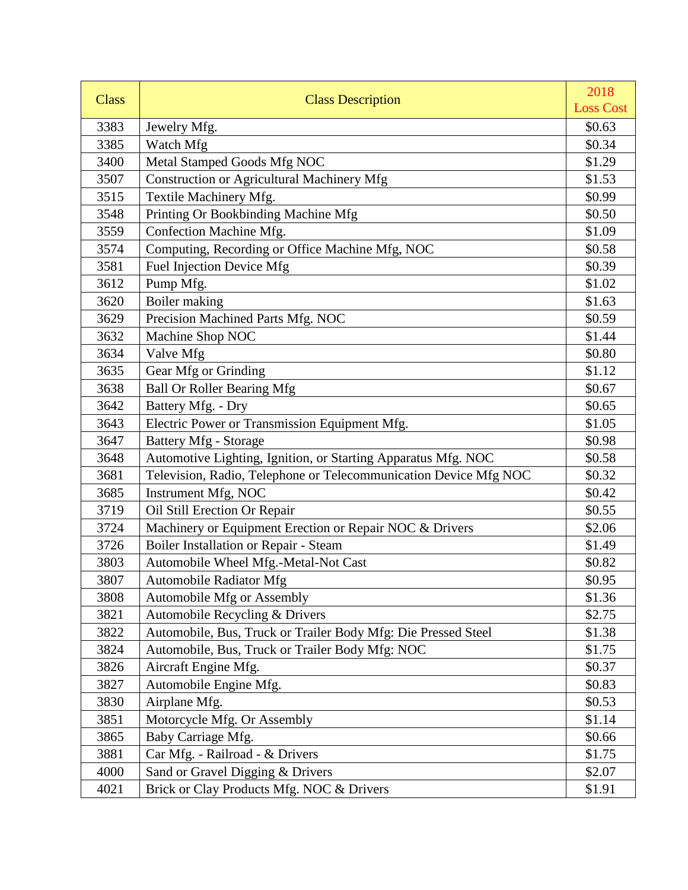| Class | Class Description | 2018 Loss Cost |
|---|---|---|
| 3383 | Jewelry Mfg. | $0.63 |
| 3385 | Watch Mfg | $0.34 |
| 3400 | Metal Stamped Goods Mfg NOC | $1.29 |
| 3507 | Construction or Agricultural Machinery Mfg | $1.53 |
| 3515 | Textile Machinery Mfg. | $0.99 |
| 3548 | Printing Or Bookbinding Machine Mfg | $0.50 |
| 3559 | Confection Machine Mfg. | $1.09 |
| 3574 | Computing, Recording or Office Machine Mfg, NOC | $0.58 |
| 3581 | Fuel Injection Device Mfg | $0.39 |
| 3612 | Pump Mfg. | $1.02 |
| 3620 | Boiler making | $1.63 |
| 3629 | Precision Machined Parts Mfg. NOC | $0.59 |
| 3632 | Machine Shop NOC | $1.44 |
| 3634 | Valve Mfg | $0.80 |
| 3635 | Gear Mfg or Grinding | $1.12 |
| 3638 | Ball Or Roller Bearing Mfg | $0.67 |
| 3642 | Battery Mfg. - Dry | $0.65 |
| 3643 | Electric Power or Transmission Equipment Mfg. | $1.05 |
| 3647 | Battery Mfg - Storage | $0.98 |
| 3648 | Automotive Lighting, Ignition, or Starting Apparatus Mfg. NOC | $0.58 |
| 3681 | Television, Radio, Telephone or Telecommunication Device Mfg NOC | $0.32 |
| 3685 | Instrument Mfg, NOC | $0.42 |
| 3719 | Oil Still Erection Or Repair | $0.55 |
| 3724 | Machinery or Equipment Erection or Repair NOC & Drivers | $2.06 |
| 3726 | Boiler Installation or Repair - Steam | $1.49 |
| 3803 | Automobile Wheel Mfg.-Metal-Not Cast | $0.82 |
| 3807 | Automobile Radiator Mfg | $0.95 |
| 3808 | Automobile Mfg or Assembly | $1.36 |
| 3821 | Automobile Recycling & Drivers | $2.75 |
| 3822 | Automobile, Bus, Truck or Trailer Body Mfg: Die Pressed Steel | $1.38 |
| 3824 | Automobile, Bus, Truck or Trailer Body Mfg: NOC | $1.75 |
| 3826 | Aircraft Engine Mfg. | $0.37 |
| 3827 | Automobile Engine Mfg. | $0.83 |
| 3830 | Airplane Mfg. | $0.53 |
| 3851 | Motorcycle Mfg. Or Assembly | $1.14 |
| 3865 | Baby Carriage Mfg. | $0.66 |
| 3881 | Car Mfg. - Railroad - & Drivers | $1.75 |
| 4000 | Sand or Gravel Digging & Drivers | $2.07 |
| 4021 | Brick or Clay Products Mfg. NOC & Drivers | $1.91 |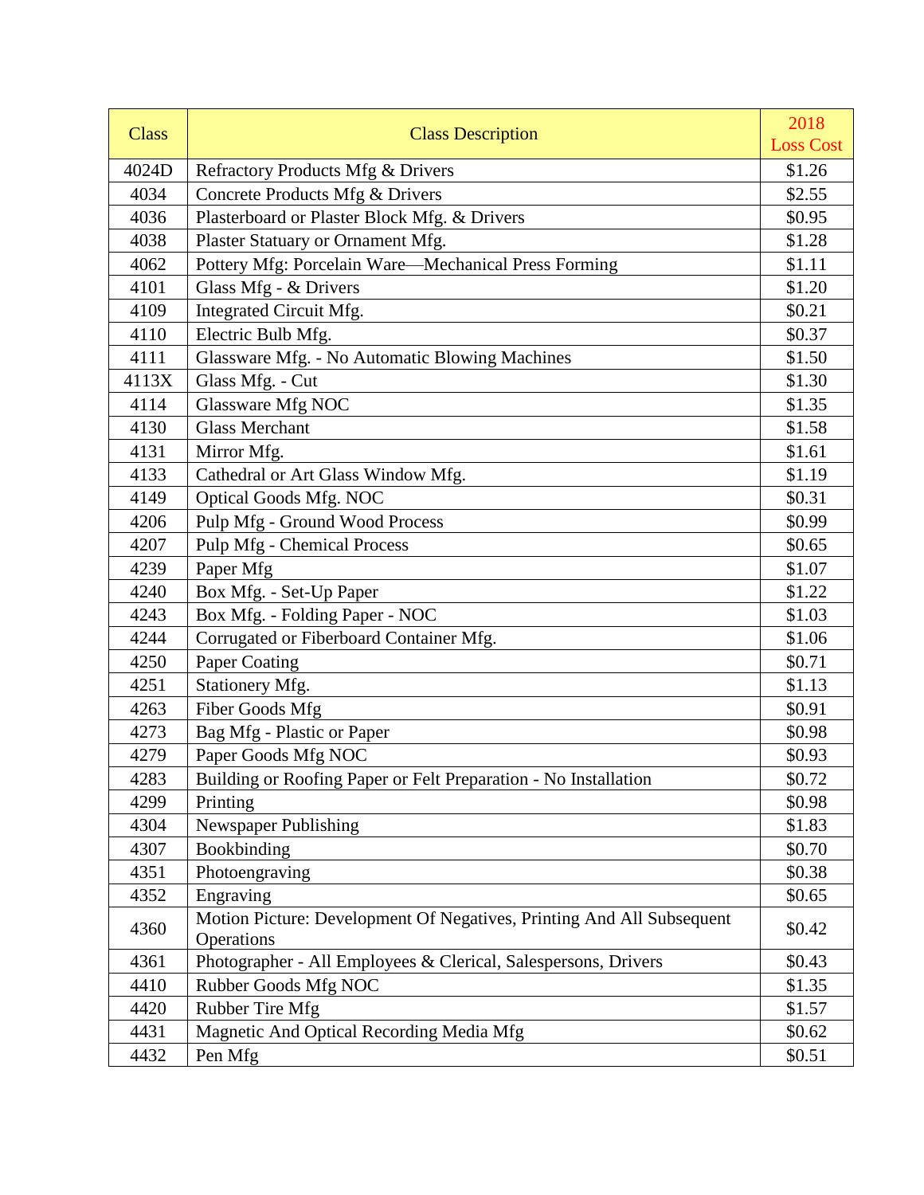| Class | Class Description | 2018 Loss Cost |
|---|---|---|
| 4024D | Refractory Products Mfg & Drivers | $1.26 |
| 4034 | Concrete Products Mfg & Drivers | $2.55 |
| 4036 | Plasterboard or Plaster Block Mfg. & Drivers | $0.95 |
| 4038 | Plaster Statuary or Ornament Mfg. | $1.28 |
| 4062 | Pottery Mfg: Porcelain Ware—Mechanical Press Forming | $1.11 |
| 4101 | Glass Mfg - & Drivers | $1.20 |
| 4109 | Integrated Circuit Mfg. | $0.21 |
| 4110 | Electric Bulb Mfg. | $0.37 |
| 4111 | Glassware Mfg. - No Automatic Blowing Machines | $1.50 |
| 4113X | Glass Mfg. - Cut | $1.30 |
| 4114 | Glassware Mfg NOC | $1.35 |
| 4130 | Glass Merchant | $1.58 |
| 4131 | Mirror Mfg. | $1.61 |
| 4133 | Cathedral or Art Glass Window Mfg. | $1.19 |
| 4149 | Optical Goods Mfg. NOC | $0.31 |
| 4206 | Pulp Mfg - Ground Wood Process | $0.99 |
| 4207 | Pulp Mfg - Chemical Process | $0.65 |
| 4239 | Paper Mfg | $1.07 |
| 4240 | Box Mfg. - Set-Up Paper | $1.22 |
| 4243 | Box Mfg. - Folding Paper - NOC | $1.03 |
| 4244 | Corrugated or Fiberboard Container Mfg. | $1.06 |
| 4250 | Paper Coating | $0.71 |
| 4251 | Stationery Mfg. | $1.13 |
| 4263 | Fiber Goods Mfg | $0.91 |
| 4273 | Bag Mfg - Plastic or Paper | $0.98 |
| 4279 | Paper Goods Mfg NOC | $0.93 |
| 4283 | Building or Roofing Paper or Felt Preparation - No Installation | $0.72 |
| 4299 | Printing | $0.98 |
| 4304 | Newspaper Publishing | $1.83 |
| 4307 | Bookbinding | $0.70 |
| 4351 | Photoengraving | $0.38 |
| 4352 | Engraving | $0.65 |
| 4360 | Motion Picture: Development Of Negatives, Printing And All Subsequent Operations | $0.42 |
| 4361 | Photographer - All Employees & Clerical, Salespersons, Drivers | $0.43 |
| 4410 | Rubber Goods Mfg NOC | $1.35 |
| 4420 | Rubber Tire Mfg | $1.57 |
| 4431 | Magnetic And Optical Recording Media Mfg | $0.62 |
| 4432 | Pen Mfg | $0.51 |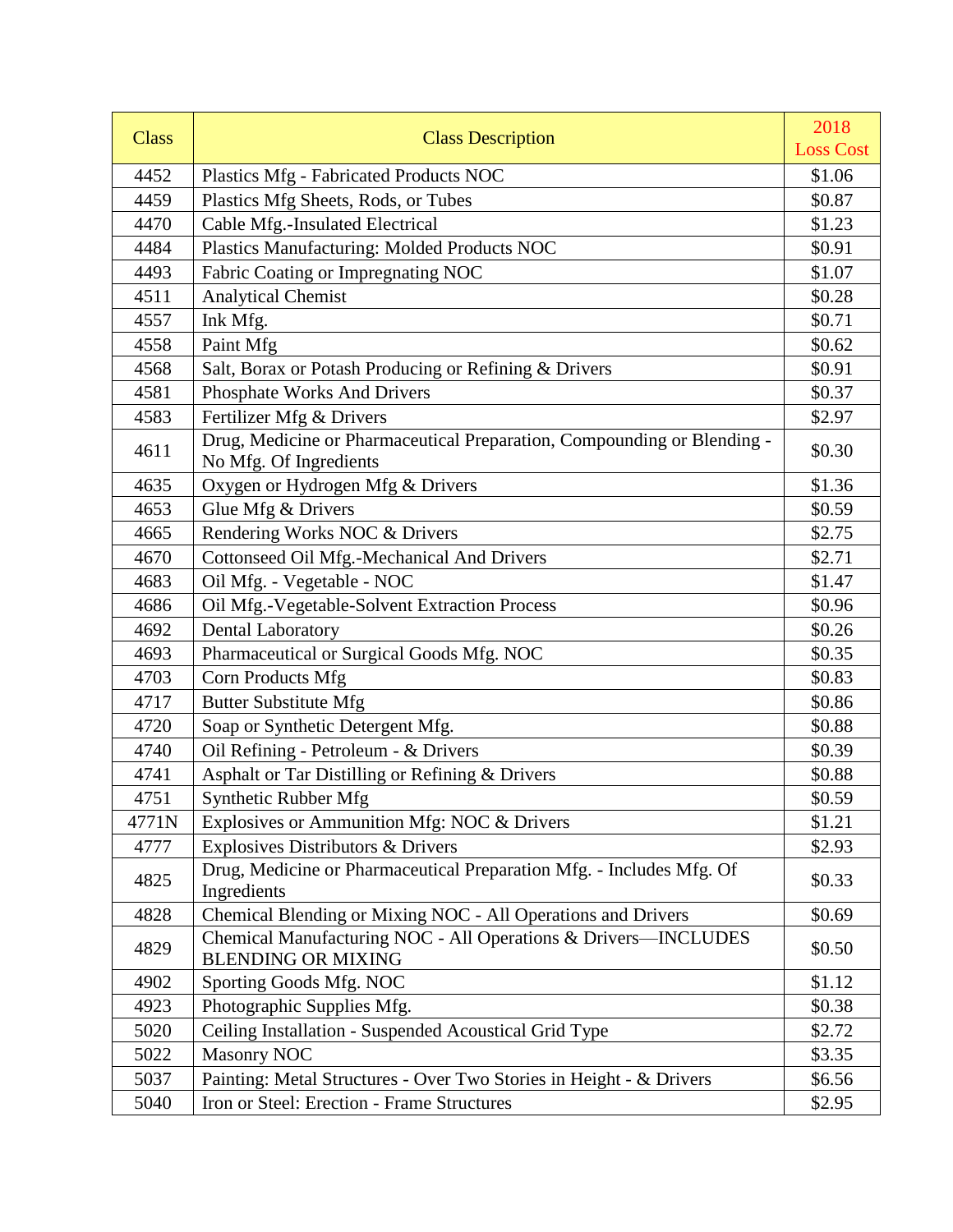| Class | Class Description | 2018 Loss Cost |
|---|---|---|
| 4452 | Plastics Mfg - Fabricated Products NOC | $1.06 |
| 4459 | Plastics Mfg Sheets, Rods, or Tubes | $0.87 |
| 4470 | Cable Mfg.-Insulated Electrical | $1.23 |
| 4484 | Plastics Manufacturing: Molded Products NOC | $0.91 |
| 4493 | Fabric Coating or Impregnating NOC | $1.07 |
| 4511 | Analytical Chemist | $0.28 |
| 4557 | Ink Mfg. | $0.71 |
| 4558 | Paint Mfg | $0.62 |
| 4568 | Salt, Borax or Potash Producing or Refining & Drivers | $0.91 |
| 4581 | Phosphate Works And Drivers | $0.37 |
| 4583 | Fertilizer Mfg & Drivers | $2.97 |
| 4611 | Drug, Medicine or Pharmaceutical Preparation, Compounding or Blending - No Mfg. Of Ingredients | $0.30 |
| 4635 | Oxygen or Hydrogen Mfg & Drivers | $1.36 |
| 4653 | Glue Mfg & Drivers | $0.59 |
| 4665 | Rendering Works NOC & Drivers | $2.75 |
| 4670 | Cottonseed Oil Mfg.-Mechanical And Drivers | $2.71 |
| 4683 | Oil Mfg. - Vegetable - NOC | $1.47 |
| 4686 | Oil Mfg.-Vegetable-Solvent Extraction Process | $0.96 |
| 4692 | Dental Laboratory | $0.26 |
| 4693 | Pharmaceutical or Surgical Goods Mfg. NOC | $0.35 |
| 4703 | Corn Products Mfg | $0.83 |
| 4717 | Butter Substitute Mfg | $0.86 |
| 4720 | Soap or Synthetic Detergent Mfg. | $0.88 |
| 4740 | Oil Refining - Petroleum - & Drivers | $0.39 |
| 4741 | Asphalt or Tar Distilling or Refining & Drivers | $0.88 |
| 4751 | Synthetic Rubber Mfg | $0.59 |
| 4771N | Explosives or Ammunition Mfg: NOC & Drivers | $1.21 |
| 4777 | Explosives Distributors & Drivers | $2.93 |
| 4825 | Drug, Medicine or Pharmaceutical Preparation Mfg. - Includes Mfg. Of Ingredients | $0.33 |
| 4828 | Chemical Blending or Mixing NOC - All Operations and Drivers | $0.69 |
| 4829 | Chemical Manufacturing NOC - All Operations & Drivers—INCLUDES BLENDING OR MIXING | $0.50 |
| 4902 | Sporting Goods Mfg. NOC | $1.12 |
| 4923 | Photographic Supplies Mfg. | $0.38 |
| 5020 | Ceiling Installation - Suspended Acoustical Grid Type | $2.72 |
| 5022 | Masonry NOC | $3.35 |
| 5037 | Painting: Metal Structures - Over Two Stories in Height - & Drivers | $6.56 |
| 5040 | Iron or Steel: Erection - Frame Structures | $2.95 |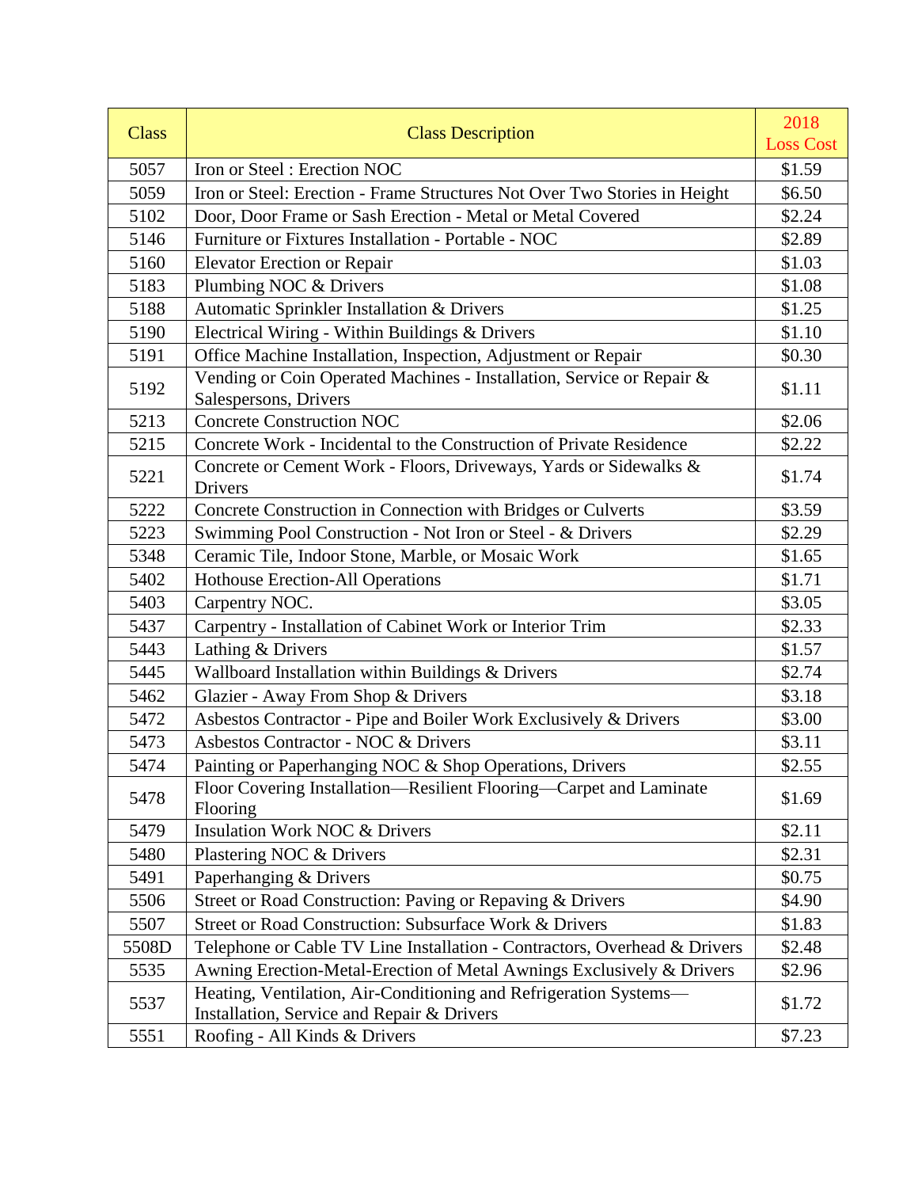| Class | Class Description | 2018 Loss Cost |
|---|---|---|
| 5057 | Iron or Steel : Erection NOC | $1.59 |
| 5059 | Iron or Steel: Erection - Frame Structures Not Over Two Stories in Height | $6.50 |
| 5102 | Door, Door Frame or Sash Erection - Metal or Metal Covered | $2.24 |
| 5146 | Furniture or Fixtures Installation - Portable - NOC | $2.89 |
| 5160 | Elevator Erection or Repair | $1.03 |
| 5183 | Plumbing NOC & Drivers | $1.08 |
| 5188 | Automatic Sprinkler Installation & Drivers | $1.25 |
| 5190 | Electrical Wiring - Within Buildings & Drivers | $1.10 |
| 5191 | Office Machine Installation, Inspection, Adjustment or Repair | $0.30 |
| 5192 | Vending or Coin Operated Machines - Installation, Service or Repair & Salespersons, Drivers | $1.11 |
| 5213 | Concrete Construction NOC | $2.06 |
| 5215 | Concrete Work - Incidental to the Construction of Private Residence | $2.22 |
| 5221 | Concrete or Cement Work - Floors, Driveways, Yards or Sidewalks & Drivers | $1.74 |
| 5222 | Concrete Construction in Connection with Bridges or Culverts | $3.59 |
| 5223 | Swimming Pool Construction - Not Iron or Steel - & Drivers | $2.29 |
| 5348 | Ceramic Tile, Indoor Stone, Marble, or Mosaic Work | $1.65 |
| 5402 | Hothouse Erection-All Operations | $1.71 |
| 5403 | Carpentry NOC. | $3.05 |
| 5437 | Carpentry - Installation of Cabinet Work or Interior Trim | $2.33 |
| 5443 | Lathing & Drivers | $1.57 |
| 5445 | Wallboard Installation within Buildings & Drivers | $2.74 |
| 5462 | Glazier - Away From Shop & Drivers | $3.18 |
| 5472 | Asbestos Contractor - Pipe and Boiler Work Exclusively & Drivers | $3.00 |
| 5473 | Asbestos Contractor - NOC & Drivers | $3.11 |
| 5474 | Painting or Paperhanging NOC & Shop Operations, Drivers | $2.55 |
| 5478 | Floor Covering Installation—Resilient Flooring—Carpet and Laminate Flooring | $1.69 |
| 5479 | Insulation Work NOC & Drivers | $2.11 |
| 5480 | Plastering NOC & Drivers | $2.31 |
| 5491 | Paperhanging & Drivers | $0.75 |
| 5506 | Street or Road Construction: Paving or Repaving & Drivers | $4.90 |
| 5507 | Street or Road Construction: Subsurface Work & Drivers | $1.83 |
| 5508D | Telephone or Cable TV Line Installation - Contractors, Overhead & Drivers | $2.48 |
| 5535 | Awning Erection-Metal-Erection of Metal Awnings Exclusively & Drivers | $2.96 |
| 5537 | Heating, Ventilation, Air-Conditioning and Refrigeration Systems—Installation, Service and Repair & Drivers | $1.72 |
| 5551 | Roofing - All Kinds & Drivers | $7.23 |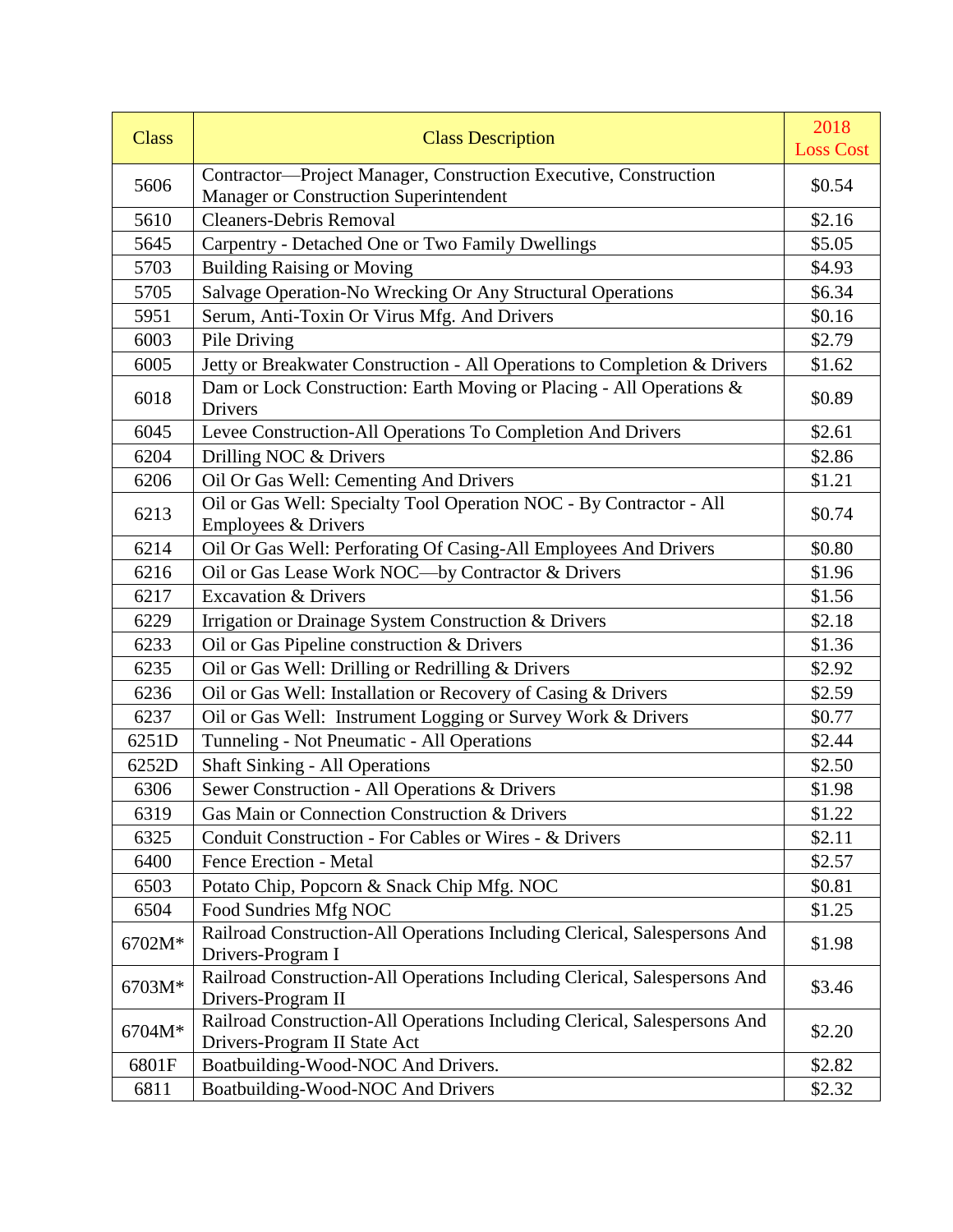| Class | Class Description | 2018 Loss Cost |
|---|---|---|
| 5606 | Contractor—Project Manager, Construction Executive, Construction Manager or Construction Superintendent | $0.54 |
| 5610 | Cleaners-Debris Removal | $2.16 |
| 5645 | Carpentry - Detached One or Two Family Dwellings | $5.05 |
| 5703 | Building Raising or Moving | $4.93 |
| 5705 | Salvage Operation-No Wrecking Or Any Structural Operations | $6.34 |
| 5951 | Serum, Anti-Toxin Or Virus Mfg. And Drivers | $0.16 |
| 6003 | Pile Driving | $2.79 |
| 6005 | Jetty or Breakwater Construction - All Operations to Completion & Drivers | $1.62 |
| 6018 | Dam or Lock Construction: Earth Moving or Placing - All Operations & Drivers | $0.89 |
| 6045 | Levee Construction-All Operations To Completion And Drivers | $2.61 |
| 6204 | Drilling NOC & Drivers | $2.86 |
| 6206 | Oil Or Gas Well: Cementing And Drivers | $1.21 |
| 6213 | Oil or Gas Well: Specialty Tool Operation NOC - By Contractor - All Employees & Drivers | $0.74 |
| 6214 | Oil Or Gas Well: Perforating Of Casing-All Employees And Drivers | $0.80 |
| 6216 | Oil or Gas Lease Work NOC—by Contractor & Drivers | $1.96 |
| 6217 | Excavation & Drivers | $1.56 |
| 6229 | Irrigation or Drainage System Construction & Drivers | $2.18 |
| 6233 | Oil or Gas Pipeline construction & Drivers | $1.36 |
| 6235 | Oil or Gas Well: Drilling or Redrilling & Drivers | $2.92 |
| 6236 | Oil or Gas Well: Installation or Recovery of Casing & Drivers | $2.59 |
| 6237 | Oil or Gas Well: Instrument Logging or Survey Work & Drivers | $0.77 |
| 6251D | Tunneling - Not Pneumatic - All Operations | $2.44 |
| 6252D | Shaft Sinking - All Operations | $2.50 |
| 6306 | Sewer Construction - All Operations & Drivers | $1.98 |
| 6319 | Gas Main or Connection Construction & Drivers | $1.22 |
| 6325 | Conduit Construction - For Cables or Wires - & Drivers | $2.11 |
| 6400 | Fence Erection - Metal | $2.57 |
| 6503 | Potato Chip, Popcorn & Snack Chip Mfg. NOC | $0.81 |
| 6504 | Food Sundries Mfg NOC | $1.25 |
| 6702M* | Railroad Construction-All Operations Including Clerical, Salespersons And Drivers-Program I | $1.98 |
| 6703M* | Railroad Construction-All Operations Including Clerical, Salespersons And Drivers-Program II | $3.46 |
| 6704M* | Railroad Construction-All Operations Including Clerical, Salespersons And Drivers-Program II State Act | $2.20 |
| 6801F | Boatbuilding-Wood-NOC And Drivers. | $2.82 |
| 6811 | Boatbuilding-Wood-NOC And Drivers | $2.32 |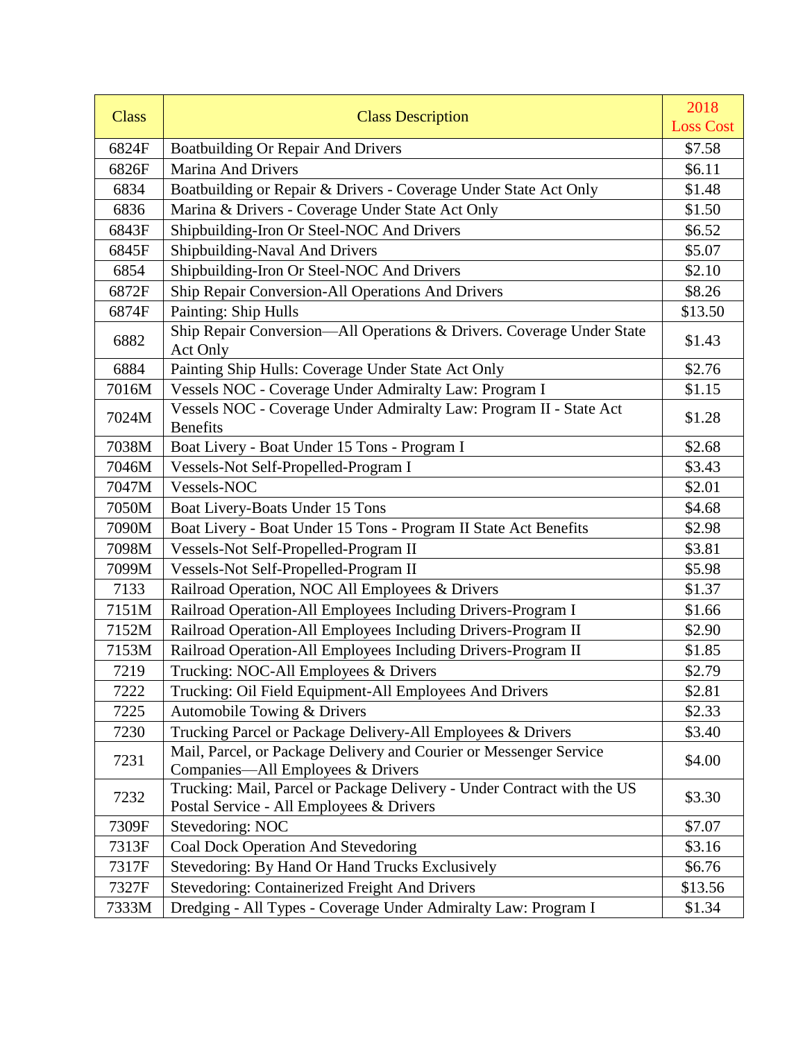| Class | Class Description | 2018 Loss Cost |
|---|---|---|
| 6824F | Boatbuilding Or Repair And Drivers | $7.58 |
| 6826F | Marina And Drivers | $6.11 |
| 6834 | Boatbuilding or Repair & Drivers - Coverage Under State Act Only | $1.48 |
| 6836 | Marina & Drivers - Coverage Under State Act Only | $1.50 |
| 6843F | Shipbuilding-Iron Or Steel-NOC And Drivers | $6.52 |
| 6845F | Shipbuilding-Naval And Drivers | $5.07 |
| 6854 | Shipbuilding-Iron Or Steel-NOC And Drivers | $2.10 |
| 6872F | Ship Repair Conversion-All Operations And Drivers | $8.26 |
| 6874F | Painting: Ship Hulls | $13.50 |
| 6882 | Ship Repair Conversion—All Operations & Drivers. Coverage Under State Act Only | $1.43 |
| 6884 | Painting Ship Hulls: Coverage Under State Act Only | $2.76 |
| 7016M | Vessels NOC - Coverage Under Admiralty Law: Program I | $1.15 |
| 7024M | Vessels NOC - Coverage Under Admiralty Law: Program II - State Act Benefits | $1.28 |
| 7038M | Boat Livery - Boat Under 15 Tons - Program I | $2.68 |
| 7046M | Vessels-Not Self-Propelled-Program I | $3.43 |
| 7047M | Vessels-NOC | $2.01 |
| 7050M | Boat Livery-Boats Under 15 Tons | $4.68 |
| 7090M | Boat Livery - Boat Under 15 Tons - Program II State Act Benefits | $2.98 |
| 7098M | Vessels-Not Self-Propelled-Program II | $3.81 |
| 7099M | Vessels-Not Self-Propelled-Program II | $5.98 |
| 7133 | Railroad Operation, NOC All Employees & Drivers | $1.37 |
| 7151M | Railroad Operation-All Employees Including Drivers-Program I | $1.66 |
| 7152M | Railroad Operation-All Employees Including Drivers-Program II | $2.90 |
| 7153M | Railroad Operation-All Employees Including Drivers-Program II | $1.85 |
| 7219 | Trucking: NOC-All Employees & Drivers | $2.79 |
| 7222 | Trucking: Oil Field Equipment-All Employees And Drivers | $2.81 |
| 7225 | Automobile Towing & Drivers | $2.33 |
| 7230 | Trucking Parcel or Package Delivery-All Employees & Drivers | $3.40 |
| 7231 | Mail, Parcel, or Package Delivery and Courier or Messenger Service Companies—All Employees & Drivers | $4.00 |
| 7232 | Trucking: Mail, Parcel or Package Delivery - Under Contract with the US Postal Service - All Employees & Drivers | $3.30 |
| 7309F | Stevedoring: NOC | $7.07 |
| 7313F | Coal Dock Operation And Stevedoring | $3.16 |
| 7317F | Stevedoring: By Hand Or Hand Trucks Exclusively | $6.76 |
| 7327F | Stevedoring: Containerized Freight And Drivers | $13.56 |
| 7333M | Dredging - All Types - Coverage Under Admiralty Law: Program I | $1.34 |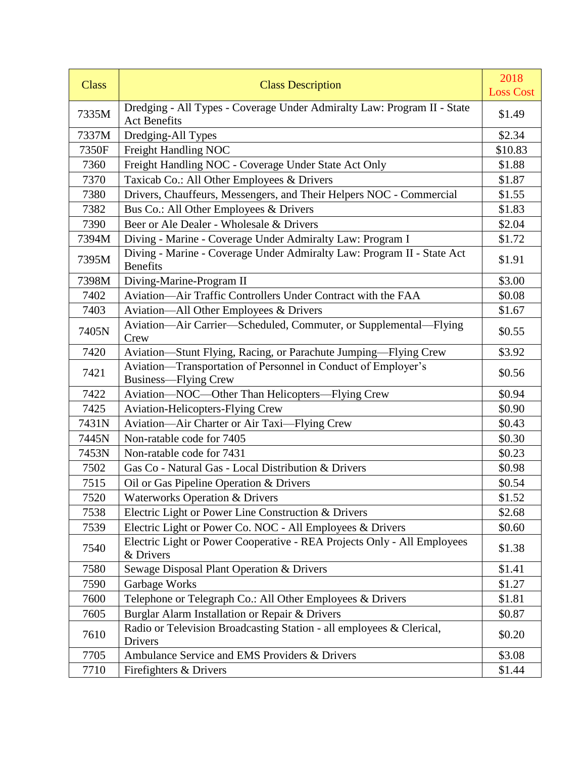| Class | Class Description | 2018 Loss Cost |
|---|---|---|
| 7335M | Dredging - All Types - Coverage Under Admiralty Law: Program II - State Act Benefits | $1.49 |
| 7337M | Dredging-All Types | $2.34 |
| 7350F | Freight Handling NOC | $10.83 |
| 7360 | Freight Handling NOC - Coverage Under State Act Only | $1.88 |
| 7370 | Taxicab Co.: All Other Employees & Drivers | $1.87 |
| 7380 | Drivers, Chauffeurs, Messengers, and Their Helpers NOC - Commercial | $1.55 |
| 7382 | Bus Co.: All Other Employees & Drivers | $1.83 |
| 7390 | Beer or Ale Dealer - Wholesale & Drivers | $2.04 |
| 7394M | Diving - Marine - Coverage Under Admiralty Law: Program I | $1.72 |
| 7395M | Diving - Marine - Coverage Under Admiralty Law: Program II - State Act Benefits | $1.91 |
| 7398M | Diving-Marine-Program II | $3.00 |
| 7402 | Aviation—Air Traffic Controllers Under Contract with the FAA | $0.08 |
| 7403 | Aviation—All Other Employees & Drivers | $1.67 |
| 7405N | Aviation—Air Carrier—Scheduled, Commuter, or Supplemental—Flying Crew | $0.55 |
| 7420 | Aviation—Stunt Flying, Racing, or Parachute Jumping—Flying Crew | $3.92 |
| 7421 | Aviation—Transportation of Personnel in Conduct of Employer's Business—Flying Crew | $0.56 |
| 7422 | Aviation—NOC—Other Than Helicopters—Flying Crew | $0.94 |
| 7425 | Aviation-Helicopters-Flying Crew | $0.90 |
| 7431N | Aviation—Air Charter or Air Taxi—Flying Crew | $0.43 |
| 7445N | Non-ratable code for 7405 | $0.30 |
| 7453N | Non-ratable code for 7431 | $0.23 |
| 7502 | Gas Co - Natural Gas - Local Distribution & Drivers | $0.98 |
| 7515 | Oil or Gas Pipeline Operation & Drivers | $0.54 |
| 7520 | Waterworks Operation & Drivers | $1.52 |
| 7538 | Electric Light or Power Line Construction & Drivers | $2.68 |
| 7539 | Electric Light or Power Co. NOC - All Employees & Drivers | $0.60 |
| 7540 | Electric Light or Power Cooperative - REA Projects Only - All Employees & Drivers | $1.38 |
| 7580 | Sewage Disposal Plant Operation & Drivers | $1.41 |
| 7590 | Garbage Works | $1.27 |
| 7600 | Telephone or Telegraph Co.: All Other Employees & Drivers | $1.81 |
| 7605 | Burglar Alarm Installation or Repair & Drivers | $0.87 |
| 7610 | Radio or Television Broadcasting Station - all employees & Clerical, Drivers | $0.20 |
| 7705 | Ambulance Service and EMS Providers & Drivers | $3.08 |
| 7710 | Firefighters & Drivers | $1.44 |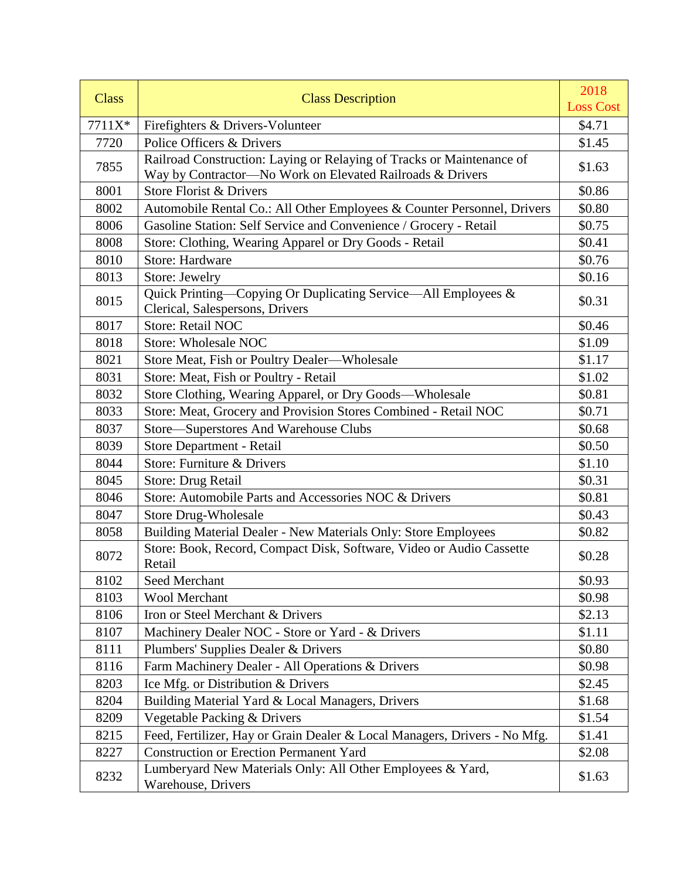| Class | Class Description | 2018 Loss Cost |
|---|---|---|
| 7711X* | Firefighters & Drivers-Volunteer | $4.71 |
| 7720 | Police Officers & Drivers | $1.45 |
| 7855 | Railroad Construction: Laying or Relaying of Tracks or Maintenance of Way by Contractor—No Work on Elevated Railroads & Drivers | $1.63 |
| 8001 | Store Florist & Drivers | $0.86 |
| 8002 | Automobile Rental Co.: All Other Employees & Counter Personnel, Drivers | $0.80 |
| 8006 | Gasoline Station: Self Service and Convenience / Grocery - Retail | $0.75 |
| 8008 | Store: Clothing, Wearing Apparel or Dry Goods - Retail | $0.41 |
| 8010 | Store: Hardware | $0.76 |
| 8013 | Store: Jewelry | $0.16 |
| 8015 | Quick Printing—Copying Or Duplicating Service—All Employees & Clerical, Salespersons, Drivers | $0.31 |
| 8017 | Store: Retail NOC | $0.46 |
| 8018 | Store: Wholesale NOC | $1.09 |
| 8021 | Store Meat, Fish or Poultry Dealer—Wholesale | $1.17 |
| 8031 | Store: Meat, Fish or Poultry - Retail | $1.02 |
| 8032 | Store Clothing, Wearing Apparel, or Dry Goods—Wholesale | $0.81 |
| 8033 | Store: Meat, Grocery and Provision Stores Combined - Retail NOC | $0.71 |
| 8037 | Store—Superstores And Warehouse Clubs | $0.68 |
| 8039 | Store Department - Retail | $0.50 |
| 8044 | Store: Furniture & Drivers | $1.10 |
| 8045 | Store: Drug Retail | $0.31 |
| 8046 | Store: Automobile Parts and Accessories NOC & Drivers | $0.81 |
| 8047 | Store Drug-Wholesale | $0.43 |
| 8058 | Building Material Dealer - New Materials Only: Store Employees | $0.82 |
| 8072 | Store: Book, Record, Compact Disk, Software, Video or Audio Cassette Retail | $0.28 |
| 8102 | Seed Merchant | $0.93 |
| 8103 | Wool Merchant | $0.98 |
| 8106 | Iron or Steel Merchant & Drivers | $2.13 |
| 8107 | Machinery Dealer NOC - Store or Yard - & Drivers | $1.11 |
| 8111 | Plumbers' Supplies Dealer & Drivers | $0.80 |
| 8116 | Farm Machinery Dealer - All Operations & Drivers | $0.98 |
| 8203 | Ice Mfg. or Distribution & Drivers | $2.45 |
| 8204 | Building Material Yard & Local Managers, Drivers | $1.68 |
| 8209 | Vegetable Packing & Drivers | $1.54 |
| 8215 | Feed, Fertilizer, Hay or Grain Dealer & Local Managers, Drivers - No Mfg. | $1.41 |
| 8227 | Construction or Erection Permanent Yard | $2.08 |
| 8232 | Lumberyard New Materials Only: All Other Employees & Yard, Warehouse, Drivers | $1.63 |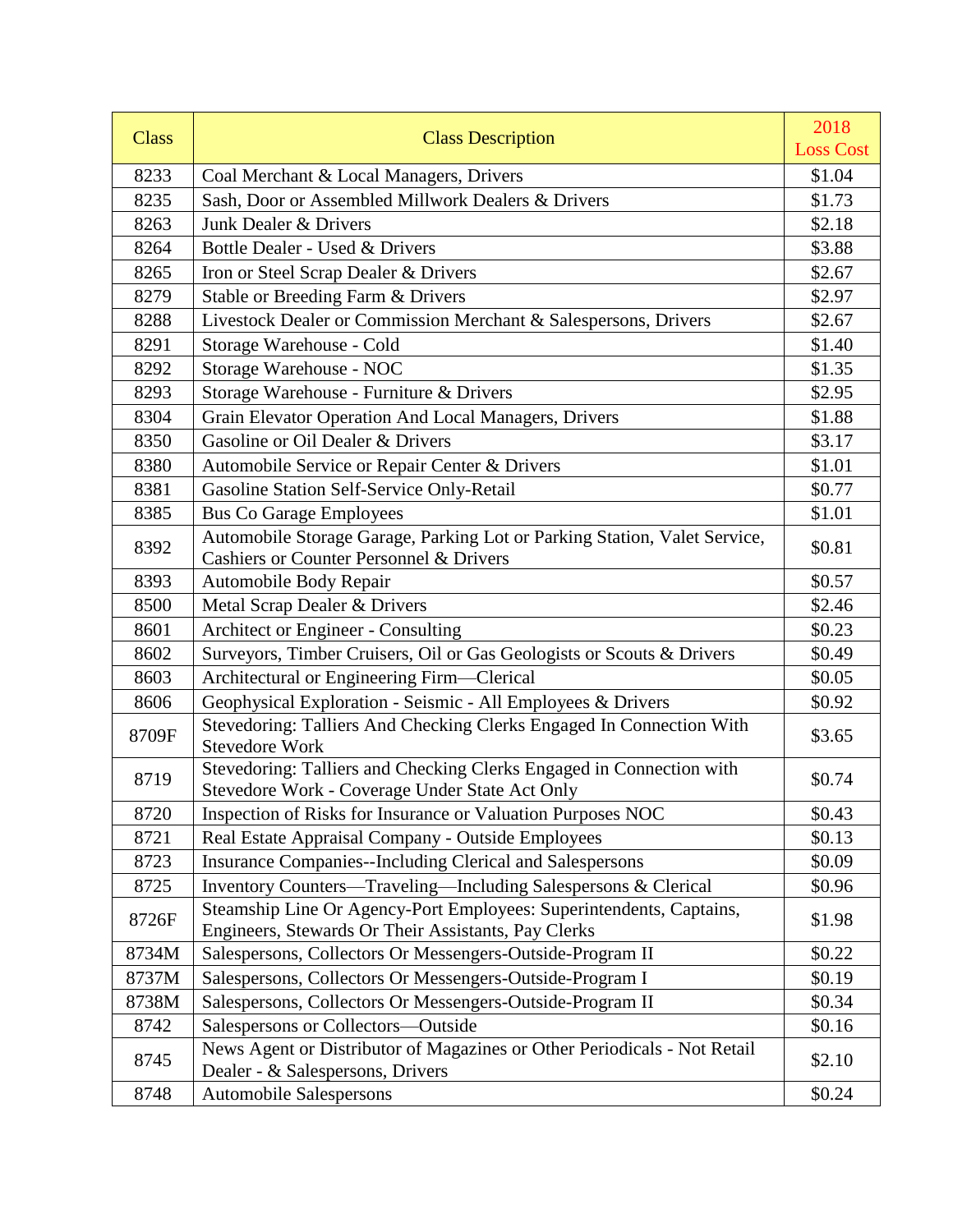| Class | Class Description | 2018 Loss Cost |
|---|---|---|
| 8233 | Coal Merchant & Local Managers, Drivers | $1.04 |
| 8235 | Sash, Door or Assembled Millwork Dealers & Drivers | $1.73 |
| 8263 | Junk Dealer & Drivers | $2.18 |
| 8264 | Bottle Dealer - Used & Drivers | $3.88 |
| 8265 | Iron or Steel Scrap Dealer & Drivers | $2.67 |
| 8279 | Stable or Breeding Farm & Drivers | $2.97 |
| 8288 | Livestock Dealer or Commission Merchant & Salespersons, Drivers | $2.67 |
| 8291 | Storage Warehouse - Cold | $1.40 |
| 8292 | Storage Warehouse - NOC | $1.35 |
| 8293 | Storage Warehouse - Furniture & Drivers | $2.95 |
| 8304 | Grain Elevator Operation And Local Managers, Drivers | $1.88 |
| 8350 | Gasoline or Oil Dealer & Drivers | $3.17 |
| 8380 | Automobile Service or Repair Center & Drivers | $1.01 |
| 8381 | Gasoline Station Self-Service Only-Retail | $0.77 |
| 8385 | Bus Co Garage Employees | $1.01 |
| 8392 | Automobile Storage Garage, Parking Lot or Parking Station, Valet Service, Cashiers or Counter Personnel & Drivers | $0.81 |
| 8393 | Automobile Body Repair | $0.57 |
| 8500 | Metal Scrap Dealer & Drivers | $2.46 |
| 8601 | Architect or Engineer - Consulting | $0.23 |
| 8602 | Surveyors, Timber Cruisers, Oil or Gas Geologists or Scouts & Drivers | $0.49 |
| 8603 | Architectural or Engineering Firm—Clerical | $0.05 |
| 8606 | Geophysical Exploration - Seismic - All Employees & Drivers | $0.92 |
| 8709F | Stevedoring: Talliers And Checking Clerks Engaged In Connection With Stevedore Work | $3.65 |
| 8719 | Stevedoring: Talliers and Checking Clerks Engaged in Connection with Stevedore Work - Coverage Under State Act Only | $0.74 |
| 8720 | Inspection of Risks for Insurance or Valuation Purposes NOC | $0.43 |
| 8721 | Real Estate Appraisal Company - Outside Employees | $0.13 |
| 8723 | Insurance Companies--Including Clerical and Salespersons | $0.09 |
| 8725 | Inventory Counters—Traveling—Including Salespersons & Clerical | $0.96 |
| 8726F | Steamship Line Or Agency-Port Employees: Superintendents, Captains, Engineers, Stewards Or Their Assistants, Pay Clerks | $1.98 |
| 8734M | Salespersons, Collectors Or Messengers-Outside-Program II | $0.22 |
| 8737M | Salespersons, Collectors Or Messengers-Outside-Program I | $0.19 |
| 8738M | Salespersons, Collectors Or Messengers-Outside-Program II | $0.34 |
| 8742 | Salespersons or Collectors—Outside | $0.16 |
| 8745 | News Agent or Distributor of Magazines or Other Periodicals - Not Retail Dealer - & Salespersons, Drivers | $2.10 |
| 8748 | Automobile Salespersons | $0.24 |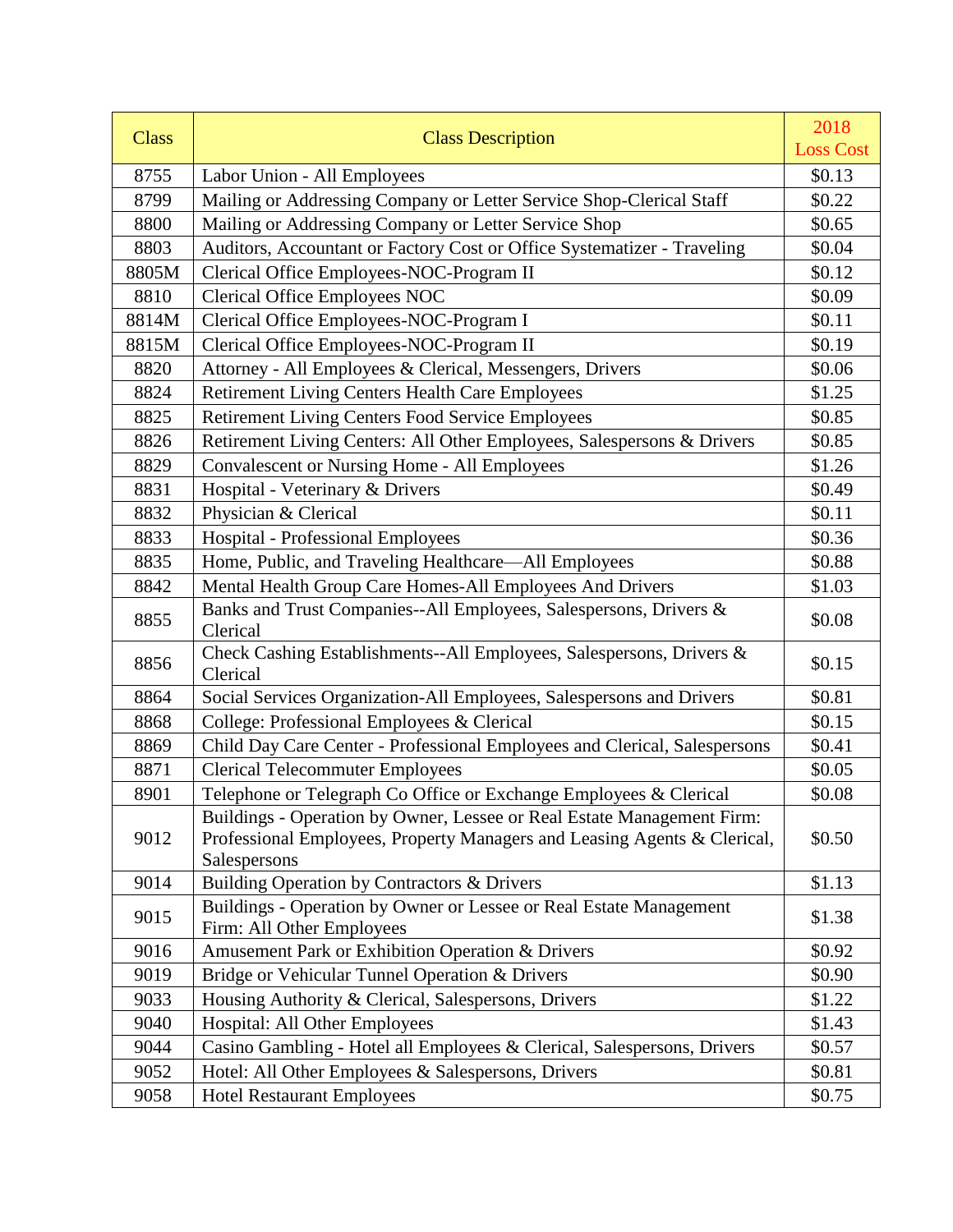| Class | Class Description | 2018 Loss Cost |
|---|---|---|
| 8755 | Labor Union - All Employees | $0.13 |
| 8799 | Mailing or Addressing Company or Letter Service Shop-Clerical Staff | $0.22 |
| 8800 | Mailing or Addressing Company or Letter Service Shop | $0.65 |
| 8803 | Auditors, Accountant or Factory Cost or Office Systematizer - Traveling | $0.04 |
| 8805M | Clerical Office Employees-NOC-Program II | $0.12 |
| 8810 | Clerical Office Employees NOC | $0.09 |
| 8814M | Clerical Office Employees-NOC-Program I | $0.11 |
| 8815M | Clerical Office Employees-NOC-Program II | $0.19 |
| 8820 | Attorney - All Employees & Clerical, Messengers, Drivers | $0.06 |
| 8824 | Retirement Living Centers Health Care Employees | $1.25 |
| 8825 | Retirement Living Centers Food Service Employees | $0.85 |
| 8826 | Retirement Living Centers: All Other Employees, Salespersons & Drivers | $0.85 |
| 8829 | Convalescent or Nursing Home - All Employees | $1.26 |
| 8831 | Hospital - Veterinary & Drivers | $0.49 |
| 8832 | Physician & Clerical | $0.11 |
| 8833 | Hospital - Professional Employees | $0.36 |
| 8835 | Home, Public, and Traveling Healthcare—All Employees | $0.88 |
| 8842 | Mental Health Group Care Homes-All Employees And Drivers | $1.03 |
| 8855 | Banks and Trust Companies--All Employees, Salespersons, Drivers & Clerical | $0.08 |
| 8856 | Check Cashing Establishments--All Employees, Salespersons, Drivers & Clerical | $0.15 |
| 8864 | Social Services Organization-All Employees, Salespersons and Drivers | $0.81 |
| 8868 | College: Professional Employees & Clerical | $0.15 |
| 8869 | Child Day Care Center - Professional Employees and Clerical, Salespersons | $0.41 |
| 8871 | Clerical Telecommuter Employees | $0.05 |
| 8901 | Telephone or Telegraph Co Office or Exchange Employees & Clerical | $0.08 |
| 9012 | Buildings - Operation by Owner, Lessee or Real Estate Management Firm: Professional Employees, Property Managers and Leasing Agents & Clerical, Salespersons | $0.50 |
| 9014 | Building Operation by Contractors & Drivers | $1.13 |
| 9015 | Buildings - Operation by Owner or Lessee or Real Estate Management Firm: All Other Employees | $1.38 |
| 9016 | Amusement Park or Exhibition Operation & Drivers | $0.92 |
| 9019 | Bridge or Vehicular Tunnel Operation & Drivers | $0.90 |
| 9033 | Housing Authority & Clerical, Salespersons, Drivers | $1.22 |
| 9040 | Hospital: All Other Employees | $1.43 |
| 9044 | Casino Gambling - Hotel all Employees & Clerical, Salespersons, Drivers | $0.57 |
| 9052 | Hotel: All Other Employees & Salespersons, Drivers | $0.81 |
| 9058 | Hotel Restaurant Employees | $0.75 |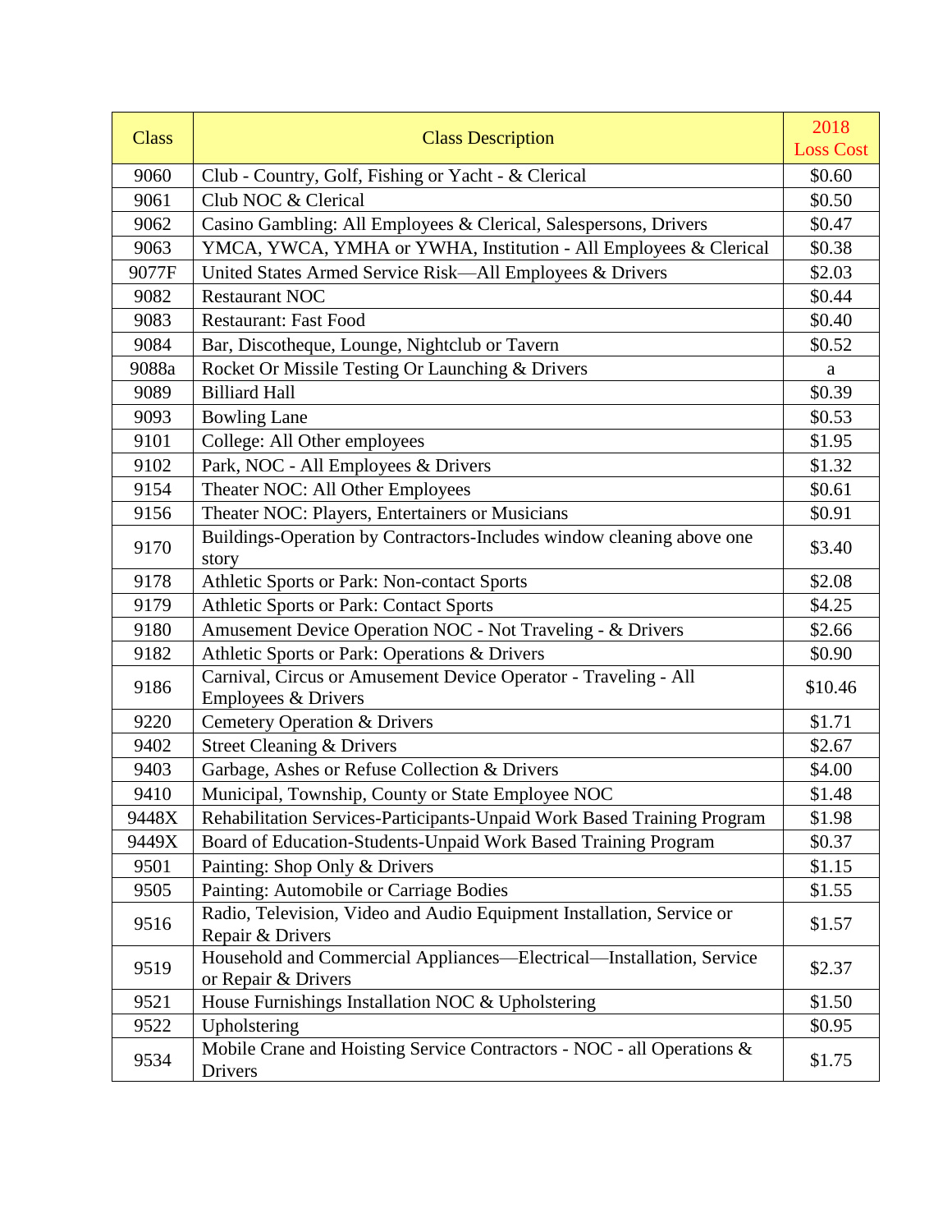| Class | Class Description | 2018 Loss Cost |
|---|---|---|
| 9060 | Club - Country, Golf, Fishing or Yacht - & Clerical | $0.60 |
| 9061 | Club NOC & Clerical | $0.50 |
| 9062 | Casino Gambling: All Employees & Clerical, Salespersons, Drivers | $0.47 |
| 9063 | YMCA, YWCA, YMHA or YWHA, Institution - All Employees & Clerical | $0.38 |
| 9077F | United States Armed Service Risk—All Employees & Drivers | $2.03 |
| 9082 | Restaurant NOC | $0.44 |
| 9083 | Restaurant: Fast Food | $0.40 |
| 9084 | Bar, Discotheque, Lounge, Nightclub or Tavern | $0.52 |
| 9088a | Rocket Or Missile Testing Or Launching & Drivers | a |
| 9089 | Billiard Hall | $0.39 |
| 9093 | Bowling Lane | $0.53 |
| 9101 | College: All Other employees | $1.95 |
| 9102 | Park, NOC - All Employees & Drivers | $1.32 |
| 9154 | Theater NOC: All Other Employees | $0.61 |
| 9156 | Theater NOC: Players, Entertainers or Musicians | $0.91 |
| 9170 | Buildings-Operation by Contractors-Includes window cleaning above one story | $3.40 |
| 9178 | Athletic Sports or Park: Non-contact Sports | $2.08 |
| 9179 | Athletic Sports or Park: Contact Sports | $4.25 |
| 9180 | Amusement Device Operation NOC - Not Traveling - & Drivers | $2.66 |
| 9182 | Athletic Sports or Park: Operations & Drivers | $0.90 |
| 9186 | Carnival, Circus or Amusement Device Operator - Traveling - All Employees & Drivers | $10.46 |
| 9220 | Cemetery Operation & Drivers | $1.71 |
| 9402 | Street Cleaning & Drivers | $2.67 |
| 9403 | Garbage, Ashes or Refuse Collection & Drivers | $4.00 |
| 9410 | Municipal, Township, County or State Employee NOC | $1.48 |
| 9448X | Rehabilitation Services-Participants-Unpaid Work Based Training Program | $1.98 |
| 9449X | Board of Education-Students-Unpaid Work Based Training Program | $0.37 |
| 9501 | Painting: Shop Only & Drivers | $1.15 |
| 9505 | Painting: Automobile or Carriage Bodies | $1.55 |
| 9516 | Radio, Television, Video and Audio Equipment Installation, Service or Repair & Drivers | $1.57 |
| 9519 | Household and Commercial Appliances—Electrical—Installation, Service or Repair & Drivers | $2.37 |
| 9521 | House Furnishings Installation NOC & Upholstering | $1.50 |
| 9522 | Upholstering | $0.95 |
| 9534 | Mobile Crane and Hoisting Service Contractors - NOC - all Operations & Drivers | $1.75 |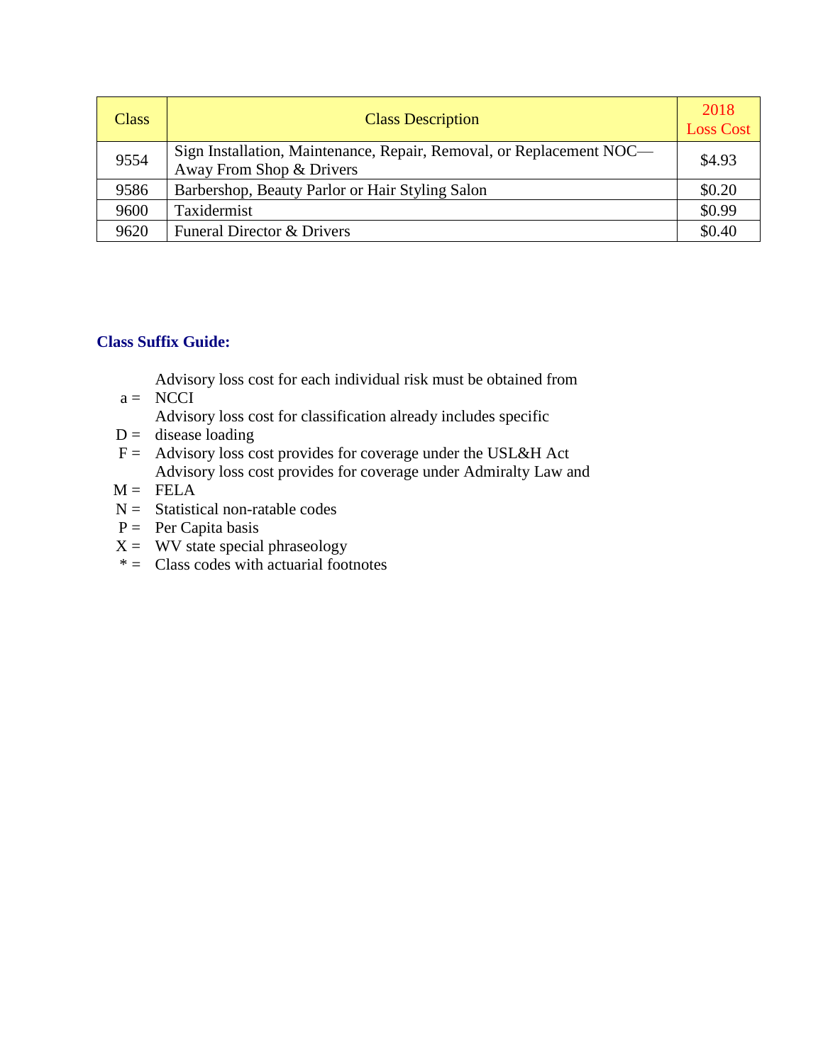| Class | Class Description | 2018 Loss Cost |
|---|---|---|
| 9554 | Sign Installation, Maintenance, Repair, Removal, or Replacement NOC—Away From Shop & Drivers | $4.93 |
| 9586 | Barbershop, Beauty Parlor or Hair Styling Salon | $0.20 |
| 9600 | Taxidermist | $0.99 |
| 9620 | Funeral Director & Drivers | $0.40 |

**Class Suffix Guide:**

a = Advisory loss cost for each individual risk must be obtained from NCCI
D = Advisory loss cost for classification already includes specific disease loading
F = Advisory loss cost provides for coverage under the USL&H Act
M = Advisory loss cost provides for coverage under Admiralty Law and FELA
N = Statistical non-ratable codes
P = Per Capita basis
X = WV state special phraseology
* = Class codes with actuarial footnotes